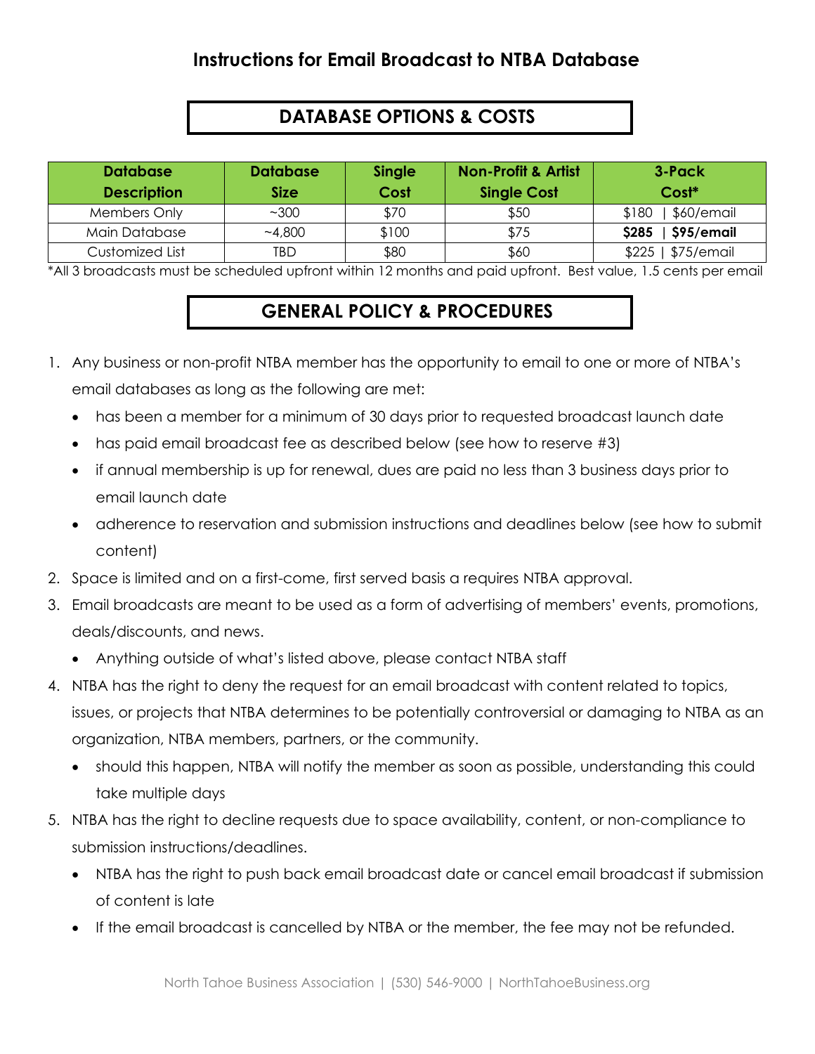# Instructions for Email Broadcast to NTBA Database

## DATABASE OPTIONS & COSTS

| Database Description | Database Size | Single Cost | Non-Profit & Artist Single Cost | 3-Pack Cost* |
|---|---|---|---|---|
| Members Only | ~300 | $70 | $50 | $180 \| $60/email |
| Main Database | ~4,800 | $100 | $75 | **$285 \| $95/email** |
| Customized List | TBD | $80 | $60 | $225 \| $75/email |

*All 3 broadcasts must be scheduled upfront within 12 months and paid upfront. Best value, 1.5 cents per email

## GENERAL POLICY & PROCEDURES

1. Any business or non-profit NTBA member has the opportunity to email to one or more of NTBA's email databases as long as the following are met:
   - has been a member for a minimum of 30 days prior to requested broadcast launch date
   - has paid email broadcast fee as described below (see how to reserve #3)
   - if annual membership is up for renewal, dues are paid no less than 3 business days prior to email launch date
   - adherence to reservation and submission instructions and deadlines below (see how to submit content)
2. Space is limited and on a first-come, first served basis a requires NTBA approval.
3. Email broadcasts are meant to be used as a form of advertising of members' events, promotions, deals/discounts, and news.
   - Anything outside of what's listed above, please contact NTBA staff
4. NTBA has the right to deny the request for an email broadcast with content related to topics, issues, or projects that NTBA determines to be potentially controversial or damaging to NTBA as an organization, NTBA members, partners, or the community.
   - should this happen, NTBA will notify the member as soon as possible, understanding this could take multiple days
5. NTBA has the right to decline requests due to space availability, content, or non-compliance to submission instructions/deadlines.
   - NTBA has the right to push back email broadcast date or cancel email broadcast if submission of content is late
   - If the email broadcast is cancelled by NTBA or the member, the fee may not be refunded.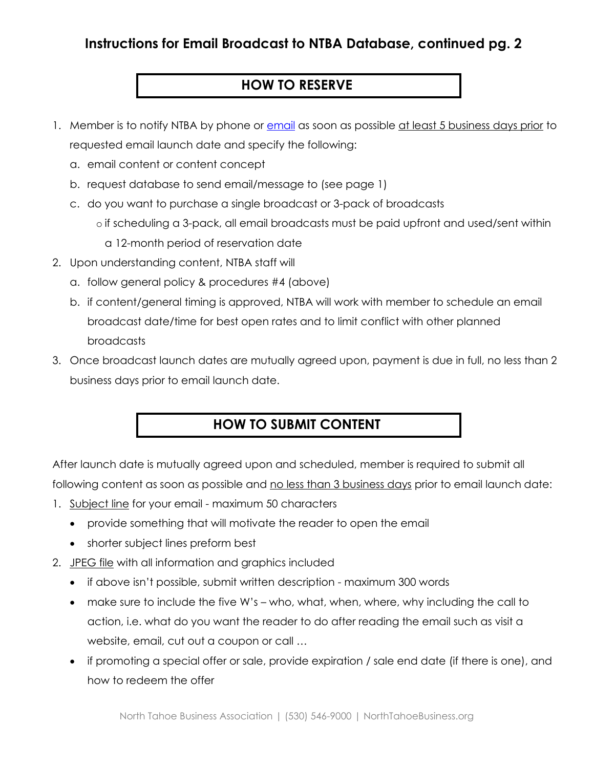# Instructions for Email Broadcast to NTBA Database, continued pg. 2

## HOW TO RESERVE

1. Member is to notify NTBA by phone or email as soon as possible at least 5 business days prior to requested email launch date and specify the following:
   a. email content or content concept
   b. request database to send email/message to (see page 1)
   c. do you want to purchase a single broadcast or 3-pack of broadcasts
      - if scheduling a 3-pack, all email broadcasts must be paid upfront and used/sent within a 12-month period of reservation date
2. Upon understanding content, NTBA staff will
   a. follow general policy & procedures #4 (above)
   b. if content/general timing is approved, NTBA will work with member to schedule an email broadcast date/time for best open rates and to limit conflict with other planned broadcasts
3. Once broadcast launch dates are mutually agreed upon, payment is due in full, no less than 2 business days prior to email launch date.

## HOW TO SUBMIT CONTENT

After launch date is mutually agreed upon and scheduled, member is required to submit all following content as soon as possible and no less than 3 business days prior to email launch date:

1. Subject line for your email - maximum 50 characters
   - provide something that will motivate the reader to open the email
   - shorter subject lines preform best
2. JPEG file with all information and graphics included
   - if above isn't possible, submit written description - maximum 300 words
   - make sure to include the five W's – who, what, when, where, why including the call to action, i.e. what do you want the reader to do after reading the email such as visit a website, email, cut out a coupon or call …
   - if promoting a special offer or sale, provide expiration / sale end date (if there is one), and how to redeem the offer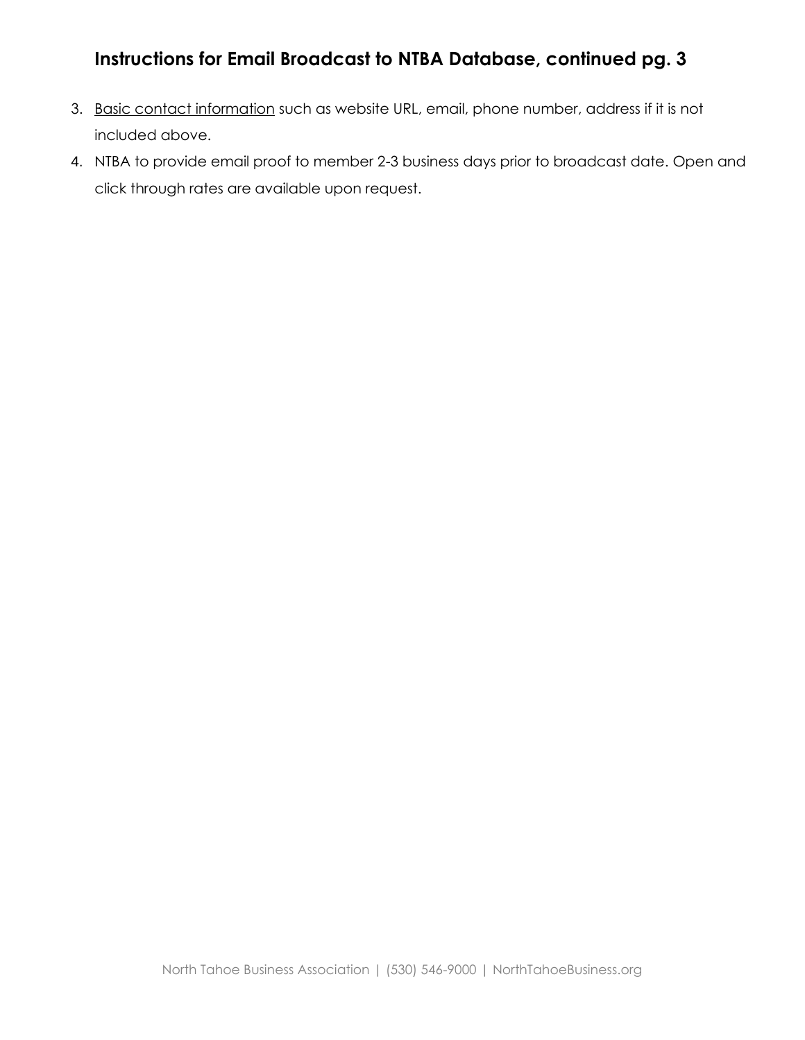## Instructions for Email Broadcast to NTBA Database, continued pg. 3

3. <u>Basic contact information</u> such as website URL, email, phone number, address if it is not included above.
4. NTBA to provide email proof to member 2-3 business days prior to broadcast date. Open and click through rates are available upon request.